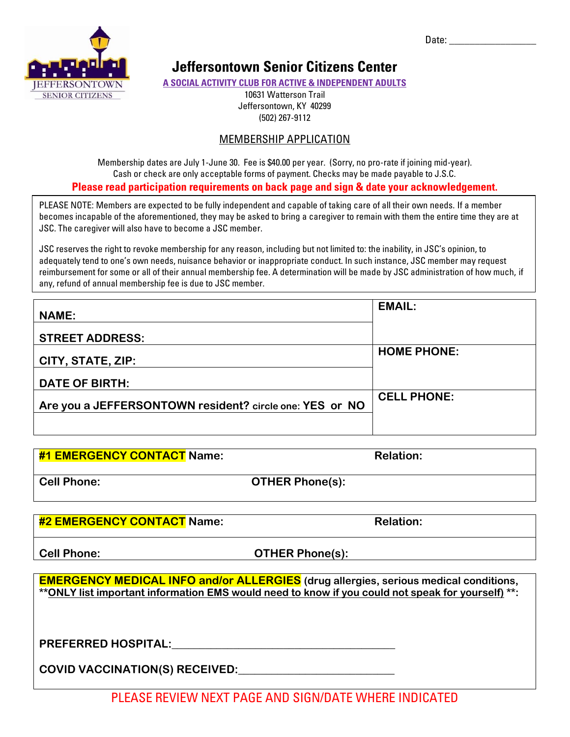Date: ________________

# Jeffersontown Senior Citizens Center

**A SOCIAL ACTIVITY CLUB FOR ACTIVE & INDEPENDENT ADULTS**

10631 Watterson Trail
Jeffersontown, KY 40299
(502) 267-9112

## MEMBERSHIP APPLICATION

Membership dates are July 1-June 30. Fee is $40.00 per year. (Sorry, no pro-rate if joining mid-year).
Cash or check are only acceptable forms of payment. Checks may be made payable to J.S.C.

**Please read participation requirements on back page and sign & date your acknowledgement.**

PLEASE NOTE: Members are expected to be fully independent and capable of taking care of all their own needs. If a member becomes incapable of the aforementioned, they may be asked to bring a caregiver to remain with them the entire time they are at JSC. The caregiver will also have to become a JSC member.

JSC reserves the right to revoke membership for any reason, including but not limited to: the inability, in JSC's opinion, to adequately tend to one's own needs, nuisance behavior or inappropriate conduct. In such instance, JSC member may request reimbursement for some or all of their annual membership fee. A determination will be made by JSC administration of how much, if any, refund of annual membership fee is due to JSC member.

| | |
|---|---|
| **NAME:** | **EMAIL:** |
| **STREET ADDRESS:** | |
| **CITY, STATE, ZIP:** | **HOME PHONE:** |
| **DATE OF BIRTH:** | |
| **Are you a JEFFERSONTOWN resident?** circle one: **YES or NO** | **CELL PHONE:** |
| | |

| | |
|---|---|
| **#1 EMERGENCY CONTACT Name:** | **Relation:** |
| **Cell Phone:** | **OTHER Phone(s):** |

| | |
|---|---|
| **#2 EMERGENCY CONTACT Name:** | **Relation:** |
| **Cell Phone:** | **OTHER Phone(s):** |

**EMERGENCY MEDICAL INFO and/or ALLERGIES (drug allergies, serious medical conditions, **ONLY list important information EMS would need to know if you could not speak for yourself) \*\*:**

**PREFERRED HOSPITAL:**________________________________________

**COVID VACCINATION(S) RECEIVED:**_____________________________

PLEASE REVIEW NEXT PAGE AND SIGN/DATE WHERE INDICATED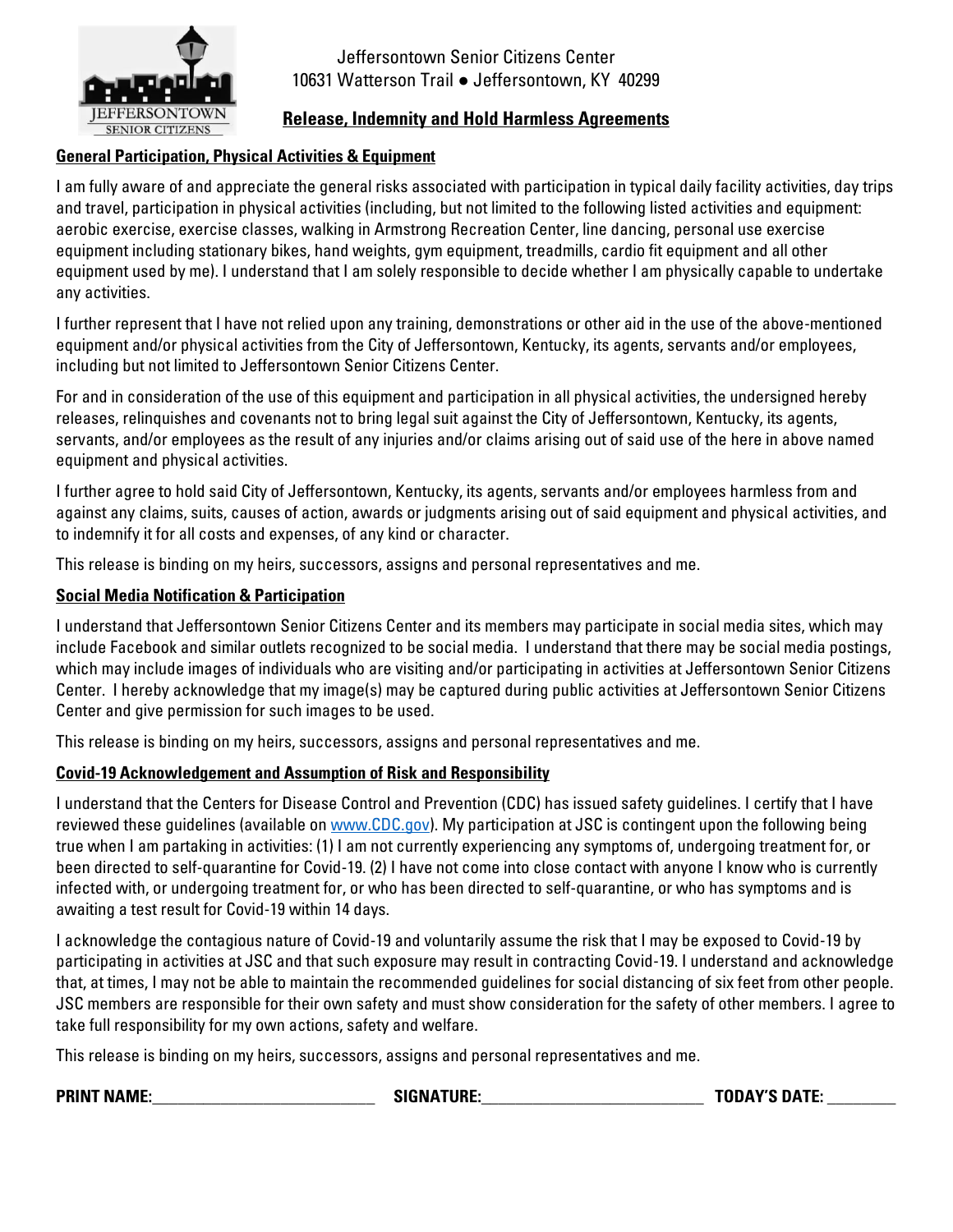Jeffersontown Senior Citizens Center
10631 Watterson Trail ● Jeffersontown, KY 40299

## Release, Indemnity and Hold Harmless Agreements

### General Participation, Physical Activities & Equipment

I am fully aware of and appreciate the general risks associated with participation in typical daily facility activities, day trips and travel, participation in physical activities (including, but not limited to the following listed activities and equipment: aerobic exercise, exercise classes, walking in Armstrong Recreation Center, line dancing, personal use exercise equipment including stationary bikes, hand weights, gym equipment, treadmills, cardio fit equipment and all other equipment used by me). I understand that I am solely responsible to decide whether I am physically capable to undertake any activities.

I further represent that I have not relied upon any training, demonstrations or other aid in the use of the above-mentioned equipment and/or physical activities from the City of Jeffersontown, Kentucky, its agents, servants and/or employees, including but not limited to Jeffersontown Senior Citizens Center.

For and in consideration of the use of this equipment and participation in all physical activities, the undersigned hereby releases, relinquishes and covenants not to bring legal suit against the City of Jeffersontown, Kentucky, its agents, servants, and/or employees as the result of any injuries and/or claims arising out of said use of the here in above named equipment and physical activities.

I further agree to hold said City of Jeffersontown, Kentucky, its agents, servants and/or employees harmless from and against any claims, suits, causes of action, awards or judgments arising out of said equipment and physical activities, and to indemnify it for all costs and expenses, of any kind or character.

This release is binding on my heirs, successors, assigns and personal representatives and me.

### Social Media Notification & Participation

I understand that Jeffersontown Senior Citizens Center and its members may participate in social media sites, which may include Facebook and similar outlets recognized to be social media. I understand that there may be social media postings, which may include images of individuals who are visiting and/or participating in activities at Jeffersontown Senior Citizens Center. I hereby acknowledge that my image(s) may be captured during public activities at Jeffersontown Senior Citizens Center and give permission for such images to be used.

This release is binding on my heirs, successors, assigns and personal representatives and me.

### Covid-19 Acknowledgement and Assumption of Risk and Responsibility

I understand that the Centers for Disease Control and Prevention (CDC) has issued safety guidelines. I certify that I have reviewed these guidelines (available on www.CDC.gov). My participation at JSC is contingent upon the following being true when I am partaking in activities: (1) I am not currently experiencing any symptoms of, undergoing treatment for, or been directed to self-quarantine for Covid-19. (2) I have not come into close contact with anyone I know who is currently infected with, or undergoing treatment for, or who has been directed to self-quarantine, or who has symptoms and is awaiting a test result for Covid-19 within 14 days.

I acknowledge the contagious nature of Covid-19 and voluntarily assume the risk that I may be exposed to Covid-19 by participating in activities at JSC and that such exposure may result in contracting Covid-19. I understand and acknowledge that, at times, I may not be able to maintain the recommended guidelines for social distancing of six feet from other people. JSC members are responsible for their own safety and must show consideration for the safety of other members. I agree to take full responsibility for my own actions, safety and welfare.

This release is binding on my heirs, successors, assigns and personal representatives and me.

**PRINT NAME:**\_\_\_\_\_\_\_\_\_\_\_\_\_\_\_\_\_\_\_\_\_\_\_\_ **SIGNATURE:**\_\_\_\_\_\_\_\_\_\_\_\_\_\_\_\_\_\_\_\_\_\_\_\_ **TODAY'S DATE:** \_\_\_\_\_\_\_\_